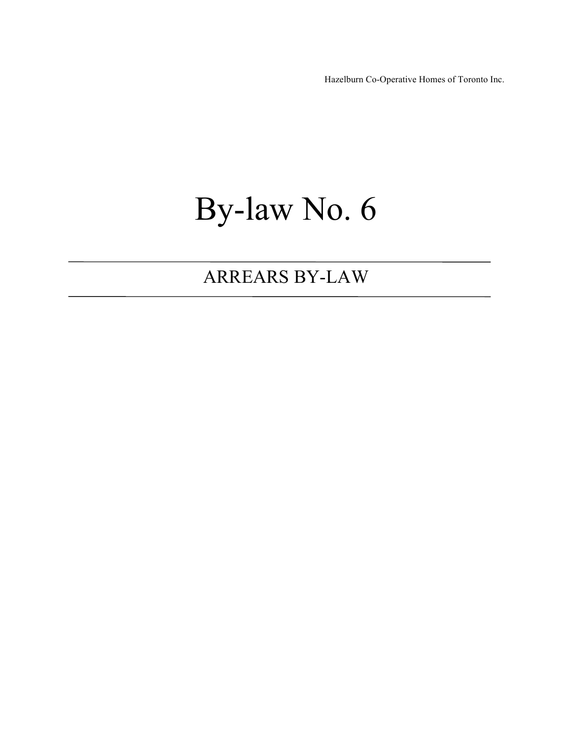Hazelburn Co-Operative Homes of Toronto Inc.

# By-law No. 6

## ARREARS BY-LAW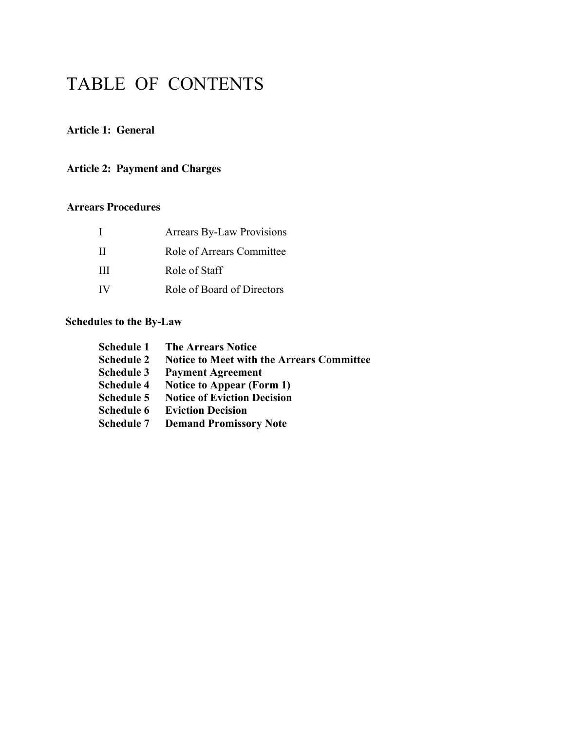# TABLE OF CONTENTS

**Article 1: General**

**Article 2: Payment and Charges**

**Arrears Procedures**

| | |
|---|---|
| I | Arrears By-Law Provisions |
| II | Role of Arrears Committee |
| III | Role of Staff |
| IV | Role of Board of Directors |

**Schedules to the By-Law**

| | |
|---|---|
| **Schedule 1** | **The Arrears Notice** |
| **Schedule 2** | **Notice to Meet with the Arrears Committee** |
| **Schedule 3** | **Payment Agreement** |
| **Schedule 4** | **Notice to Appear (Form 1)** |
| **Schedule 5** | **Notice of Eviction Decision** |
| **Schedule 6** | **Eviction Decision** |
| **Schedule 7** | **Demand Promissory Note** |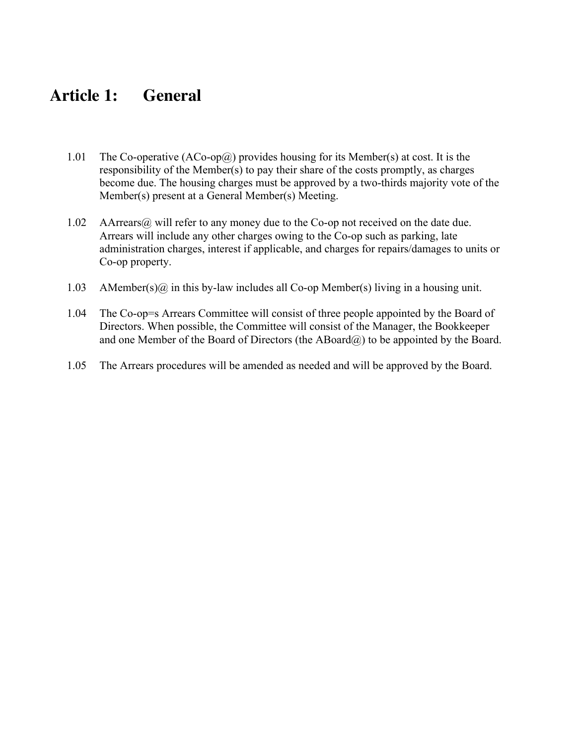# Article 1: General

1.01 The Co-operative (ACo-op@) provides housing for its Member(s) at cost. It is the responsibility of the Member(s) to pay their share of the costs promptly, as charges become due. The housing charges must be approved by a two-thirds majority vote of the Member(s) present at a General Member(s) Meeting.

1.02 AArrears@ will refer to any money due to the Co-op not received on the date due. Arrears will include any other charges owing to the Co-op such as parking, late administration charges, interest if applicable, and charges for repairs/damages to units or Co-op property.

1.03 AMember(s)@ in this by-law includes all Co-op Member(s) living in a housing unit.

1.04 The Co-op=s Arrears Committee will consist of three people appointed by the Board of Directors. When possible, the Committee will consist of the Manager, the Bookkeeper and one Member of the Board of Directors (the ABoard@) to be appointed by the Board.

1.05 The Arrears procedures will be amended as needed and will be approved by the Board.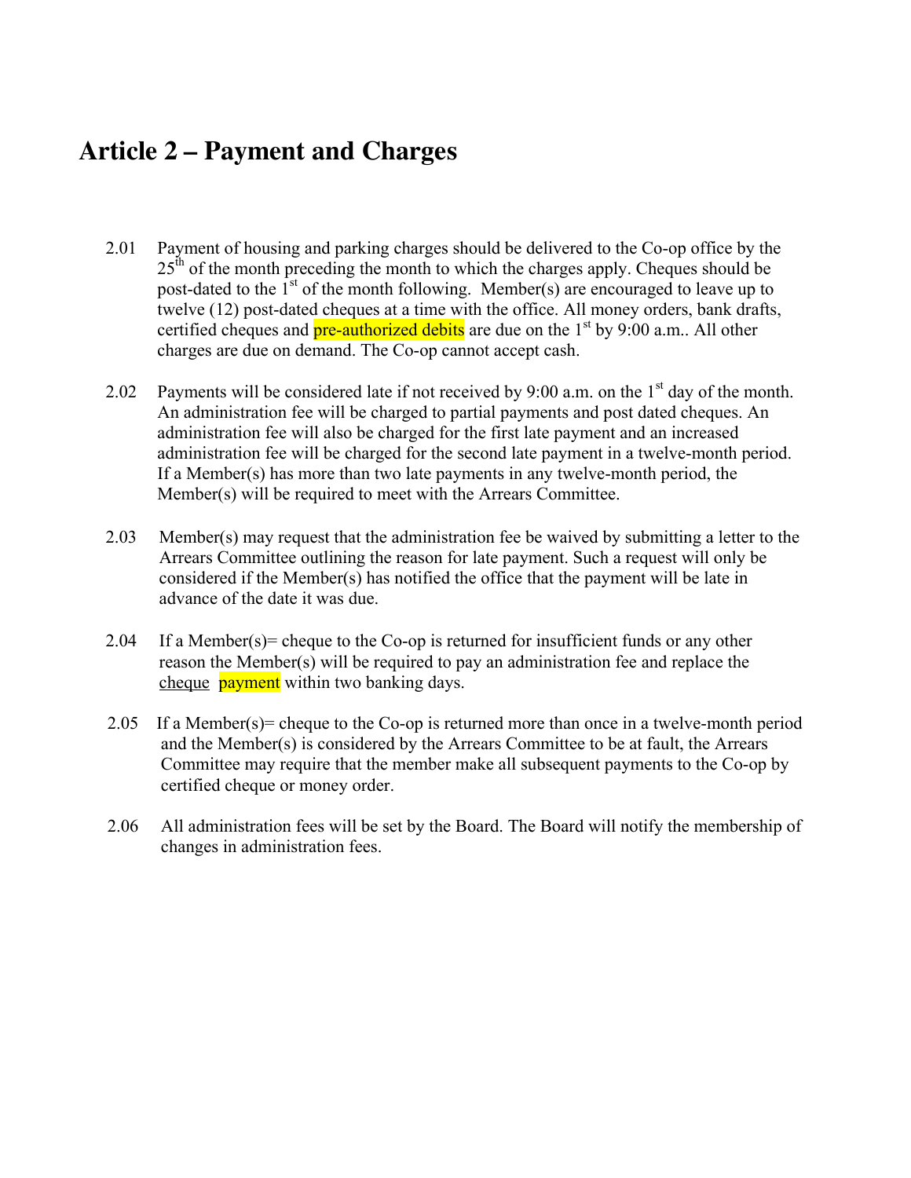# Article 2 – Payment and Charges

2.01 Payment of housing and parking charges should be delivered to the Co-op office by the 25th of the month preceding the month to which the charges apply. Cheques should be post-dated to the 1st of the month following. Member(s) are encouraged to leave up to twelve (12) post-dated cheques at a time with the office. All money orders, bank drafts, certified cheques and pre-authorized debits are due on the 1st by 9:00 a.m.. All other charges are due on demand. The Co-op cannot accept cash.

2.02 Payments will be considered late if not received by 9:00 a.m. on the 1st day of the month. An administration fee will be charged to partial payments and post dated cheques. An administration fee will also be charged for the first late payment and an increased administration fee will be charged for the second late payment in a twelve-month period. If a Member(s) has more than two late payments in any twelve-month period, the Member(s) will be required to meet with the Arrears Committee.

2.03 Member(s) may request that the administration fee be waived by submitting a letter to the Arrears Committee outlining the reason for late payment. Such a request will only be considered if the Member(s) has notified the office that the payment will be late in advance of the date it was due.

2.04 If a Member(s)= cheque to the Co-op is returned for insufficient funds or any other reason the Member(s) will be required to pay an administration fee and replace the cheque payment within two banking days.

2.05 If a Member(s)= cheque to the Co-op is returned more than once in a twelve-month period and the Member(s) is considered by the Arrears Committee to be at fault, the Arrears Committee may require that the member make all subsequent payments to the Co-op by certified cheque or money order.

2.06 All administration fees will be set by the Board. The Board will notify the membership of changes in administration fees.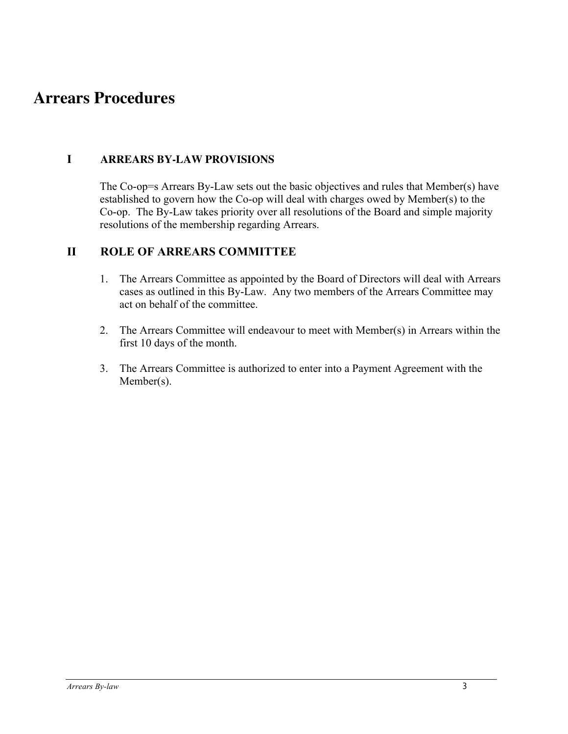# Arrears Procedures

## I ARREARS BY-LAW PROVISIONS

The Co-op=s Arrears By-Law sets out the basic objectives and rules that Member(s) have established to govern how the Co-op will deal with charges owed by Member(s) to the Co-op. The By-Law takes priority over all resolutions of the Board and simple majority resolutions of the membership regarding Arrears.

## II ROLE OF ARREARS COMMITTEE

1. The Arrears Committee as appointed by the Board of Directors will deal with Arrears cases as outlined in this By-Law. Any two members of the Arrears Committee may act on behalf of the committee.

2. The Arrears Committee will endeavour to meet with Member(s) in Arrears within the first 10 days of the month.

3. The Arrears Committee is authorized to enter into a Payment Agreement with the Member(s).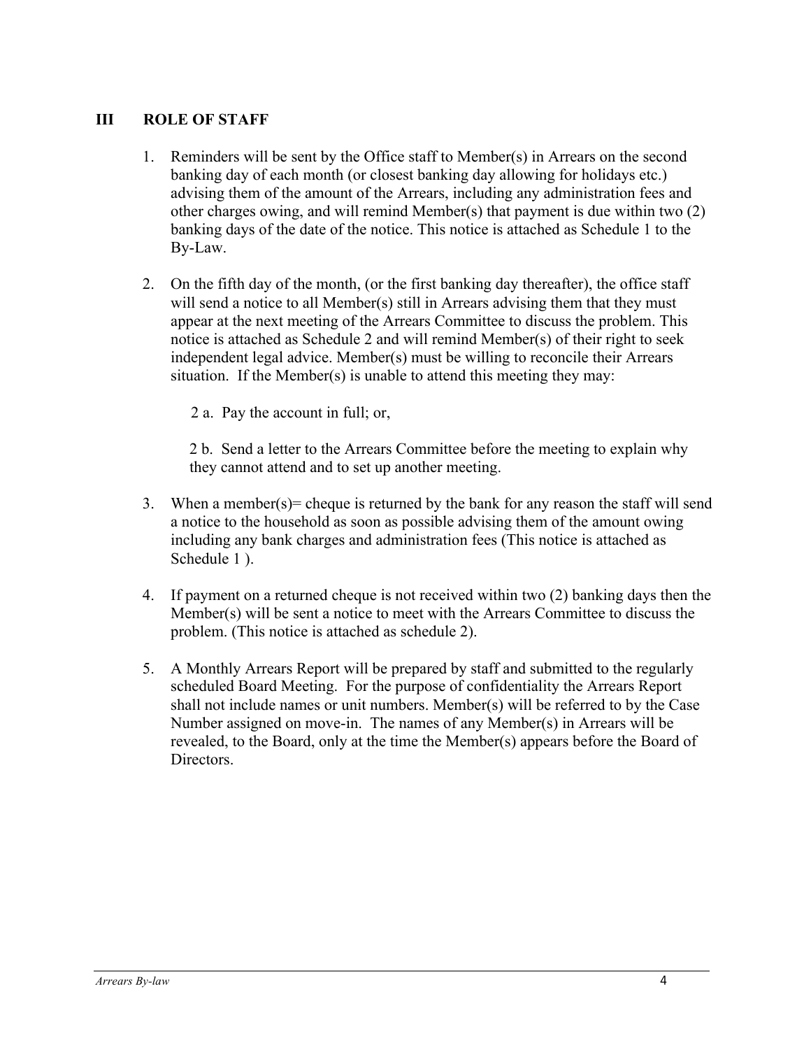## III ROLE OF STAFF

1. Reminders will be sent by the Office staff to Member(s) in Arrears on the second banking day of each month (or closest banking day allowing for holidays etc.) advising them of the amount of the Arrears, including any administration fees and other charges owing, and will remind Member(s) that payment is due within two (2) banking days of the date of the notice. This notice is attached as Schedule 1 to the By-Law.

2. On the fifth day of the month, (or the first banking day thereafter), the office staff will send a notice to all Member(s) still in Arrears advising them that they must appear at the next meeting of the Arrears Committee to discuss the problem. This notice is attached as Schedule 2 and will remind Member(s) of their right to seek independent legal advice. Member(s) must be willing to reconcile their Arrears situation. If the Member(s) is unable to attend this meeting they may:

   2 a. Pay the account in full; or,

   2 b. Send a letter to the Arrears Committee before the meeting to explain why they cannot attend and to set up another meeting.

3. When a member(s)= cheque is returned by the bank for any reason the staff will send a notice to the household as soon as possible advising them of the amount owing including any bank charges and administration fees (This notice is attached as Schedule 1 ).

4. If payment on a returned cheque is not received within two (2) banking days then the Member(s) will be sent a notice to meet with the Arrears Committee to discuss the problem. (This notice is attached as schedule 2).

5. A Monthly Arrears Report will be prepared by staff and submitted to the regularly scheduled Board Meeting. For the purpose of confidentiality the Arrears Report shall not include names or unit numbers. Member(s) will be referred to by the Case Number assigned on move-in. The names of any Member(s) in Arrears will be revealed, to the Board, only at the time the Member(s) appears before the Board of Directors.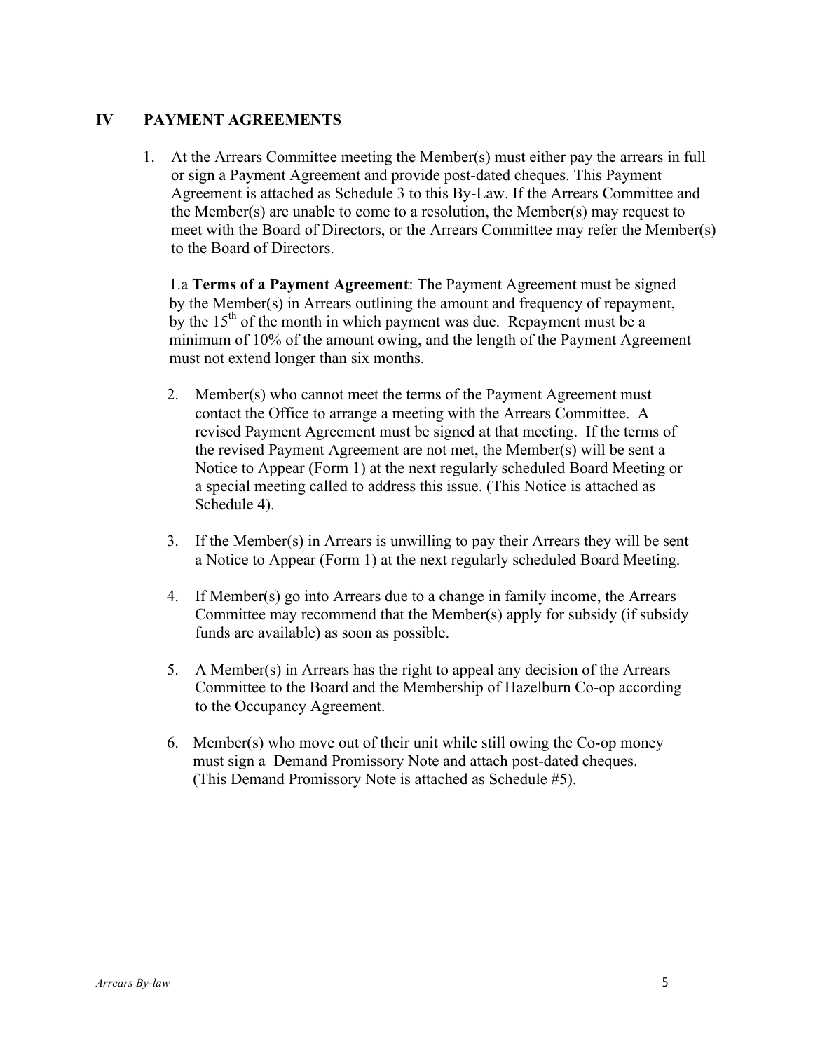## IV PAYMENT AGREEMENTS

1. At the Arrears Committee meeting the Member(s) must either pay the arrears in full or sign a Payment Agreement and provide post-dated cheques. This Payment Agreement is attached as Schedule 3 to this By-Law. If the Arrears Committee and the Member(s) are unable to come to a resolution, the Member(s) may request to meet with the Board of Directors, or the Arrears Committee may refer the Member(s) to the Board of Directors.

   1.a **Terms of a Payment Agreement**: The Payment Agreement must be signed by the Member(s) in Arrears outlining the amount and frequency of repayment, by the 15th of the month in which payment was due. Repayment must be a minimum of 10% of the amount owing, and the length of the Payment Agreement must not extend longer than six months.

2. Member(s) who cannot meet the terms of the Payment Agreement must contact the Office to arrange a meeting with the Arrears Committee. A revised Payment Agreement must be signed at that meeting. If the terms of the revised Payment Agreement are not met, the Member(s) will be sent a Notice to Appear (Form 1) at the next regularly scheduled Board Meeting or a special meeting called to address this issue. (This Notice is attached as Schedule 4).

3. If the Member(s) in Arrears is unwilling to pay their Arrears they will be sent a Notice to Appear (Form 1) at the next regularly scheduled Board Meeting.

4. If Member(s) go into Arrears due to a change in family income, the Arrears Committee may recommend that the Member(s) apply for subsidy (if subsidy funds are available) as soon as possible.

5. A Member(s) in Arrears has the right to appeal any decision of the Arrears Committee to the Board and the Membership of Hazelburn Co-op according to the Occupancy Agreement.

6. Member(s) who move out of their unit while still owing the Co-op money must sign a Demand Promissory Note and attach post-dated cheques. (This Demand Promissory Note is attached as Schedule #5).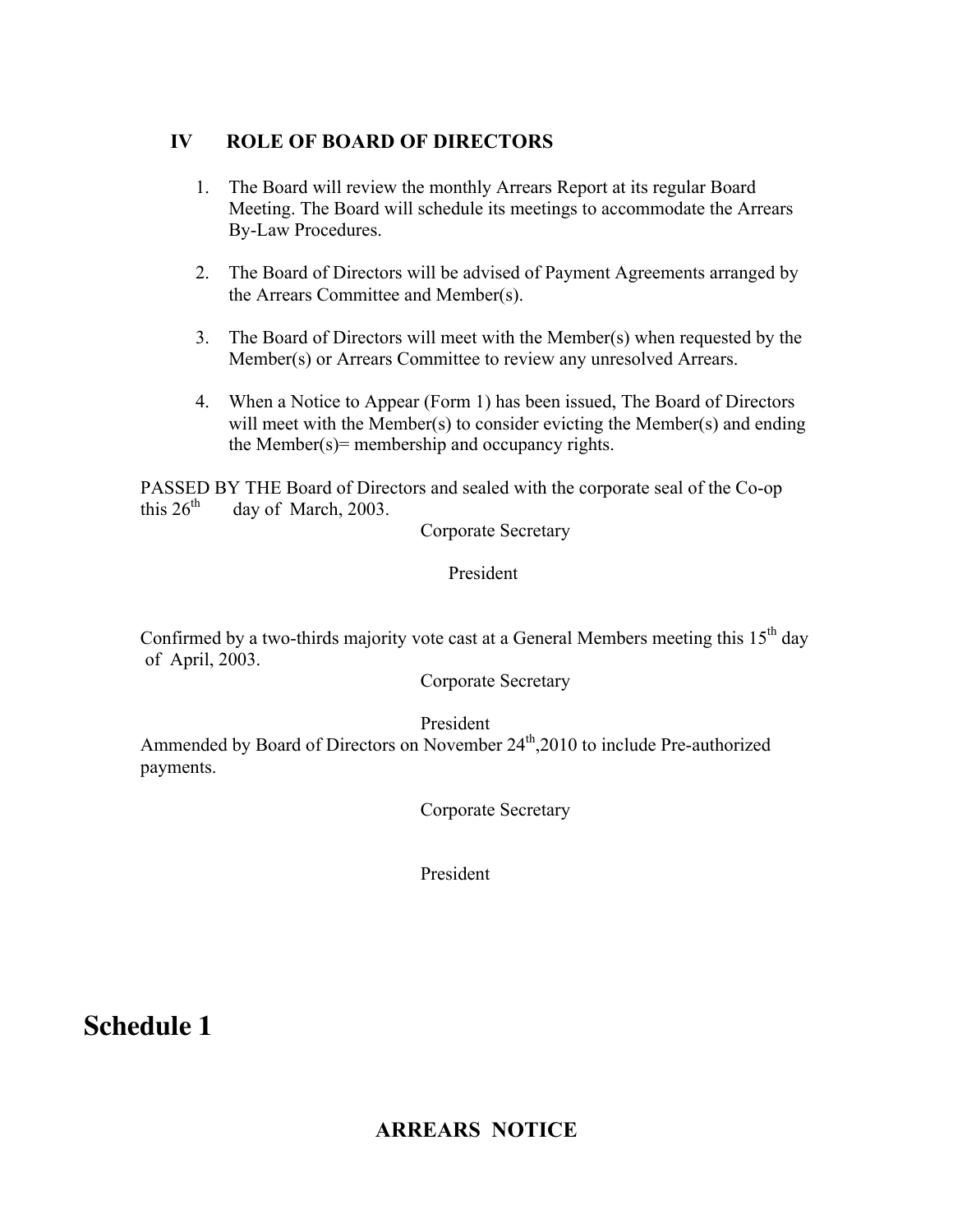## IV ROLE OF BOARD OF DIRECTORS

1. The Board will review the monthly Arrears Report at its regular Board Meeting. The Board will schedule its meetings to accommodate the Arrears By-Law Procedures.

2. The Board of Directors will be advised of Payment Agreements arranged by the Arrears Committee and Member(s).

3. The Board of Directors will meet with the Member(s) when requested by the Member(s) or Arrears Committee to review any unresolved Arrears.

4. When a Notice to Appear (Form 1) has been issued, The Board of Directors will meet with the Member(s) to consider evicting the Member(s) and ending the Member(s)= membership and occupancy rights.

PASSED BY THE Board of Directors and sealed with the corporate seal of the Co-op this 26th day of March, 2003.

Corporate Secretary

President

Confirmed by a two-thirds majority vote cast at a General Members meeting this 15th day of April, 2003.

Corporate Secretary

President

Ammended by Board of Directors on November 24th,2010 to include Pre-authorized payments.

Corporate Secretary

President

# Schedule 1

## ARREARS NOTICE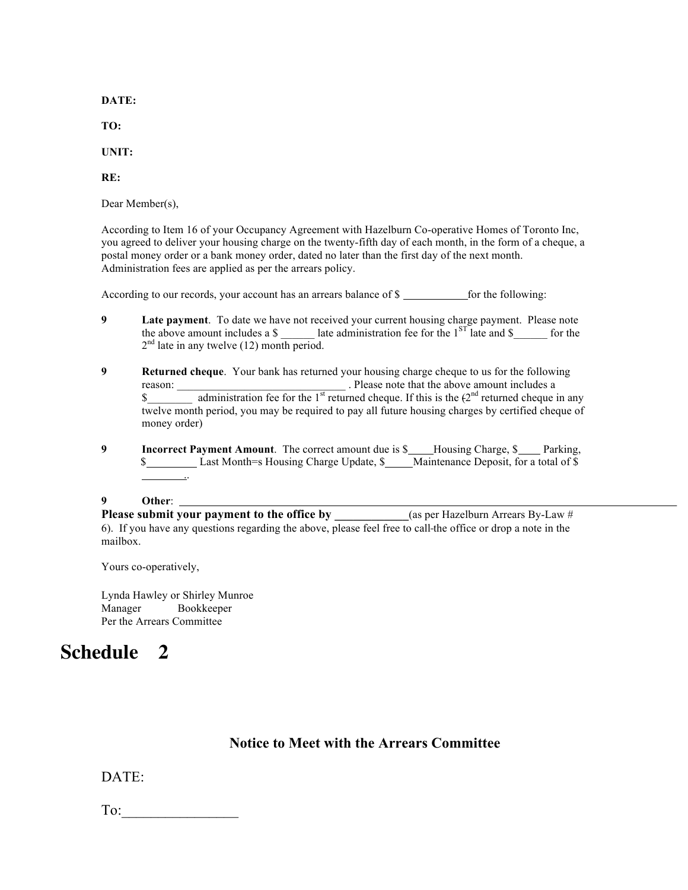**DATE:**

**TO:**

**UNIT:**

**RE:**

Dear Member(s),

According to Item 16 of your Occupancy Agreement with Hazelburn Co-operative Homes of Toronto Inc, you agreed to deliver your housing charge on the twenty-fifth day of each month, in the form of a cheque, a postal money order or a bank money order, dated no later than the first day of the next month. Administration fees are applied as per the arrears policy.

According to our records, your account has an arrears balance of $ ___________for the following:

9 **Late payment**. To date we have not received your current housing charge payment. Please note the above amount includes a $ ______ late administration fee for the 1ST late and $______ for the 2nd late in any twelve (12) month period.

9 **Returned cheque**. Your bank has returned your housing charge cheque to us for the following reason: ______________________________ . Please note that the above amount includes a $________ administration fee for the 1st returned cheque. If this is the (2nd returned cheque in any twelve month period, you may be required to pay all future housing charges by certified cheque of money order)

9 **Incorrect Payment Amount**. The correct amount due is $____Housing Charge, $____ Parking, $_________ Last Month=s Housing Charge Update, $_____Maintenance Deposit, for a total of $ ________.

9 **Other**: ________________________________________________________________________________

**Please submit your payment to the office by ____________**(as per Hazelburn Arrears By-Law # 6). If you have any questions regarding the above, please feel free to call the office or drop a note in the mailbox.

Yours co-operatively,

Lynda Hawley or Shirley Munroe
Manager Bookkeeper
Per the Arrears Committee

# Schedule 2

## Notice to Meet with the Arrears Committee

DATE:

To:________________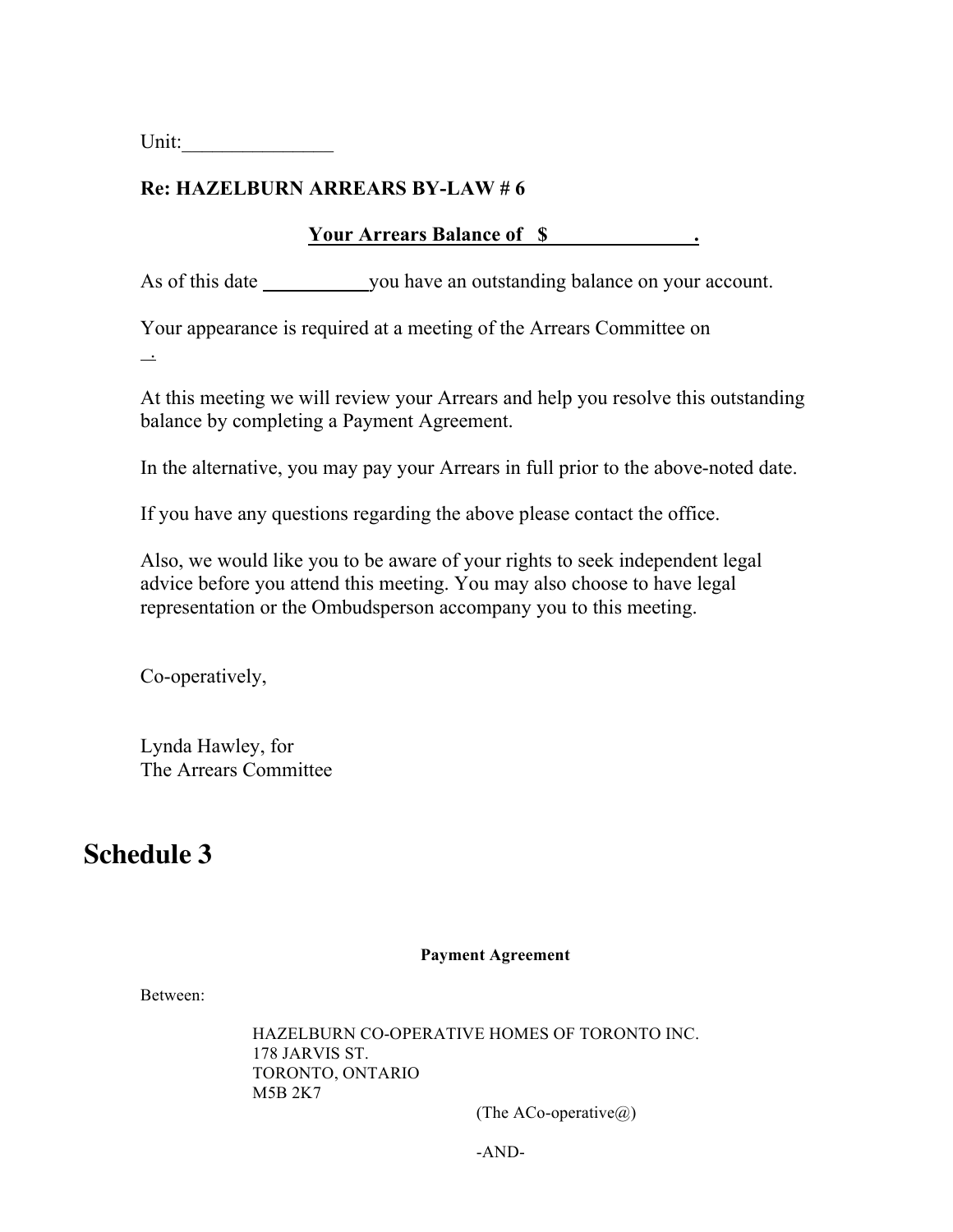Unit:_______________

**Re: HAZELBURN ARREARS BY-LAW # 6**

**Your Arrears Balance of $_______________.**

As of this date ___________ you have an outstanding balance on your account.

Your appearance is required at a meeting of the Arrears Committee on _.

At this meeting we will review your Arrears and help you resolve this outstanding balance by completing a Payment Agreement.

In the alternative, you may pay your Arrears in full prior to the above-noted date.

If you have any questions regarding the above please contact the office.

Also, we would like you to be aware of your rights to seek independent legal advice before you attend this meeting. You may also choose to have legal representation or the Ombudsperson accompany you to this meeting.

Co-operatively,

Lynda Hawley, for
The Arrears Committee

# Schedule 3

**Payment Agreement**

Between:

HAZELBURN CO-OPERATIVE HOMES OF TORONTO INC.
178 JARVIS ST.
TORONTO, ONTARIO
M5B 2K7

(The ACo-operative@)

-AND-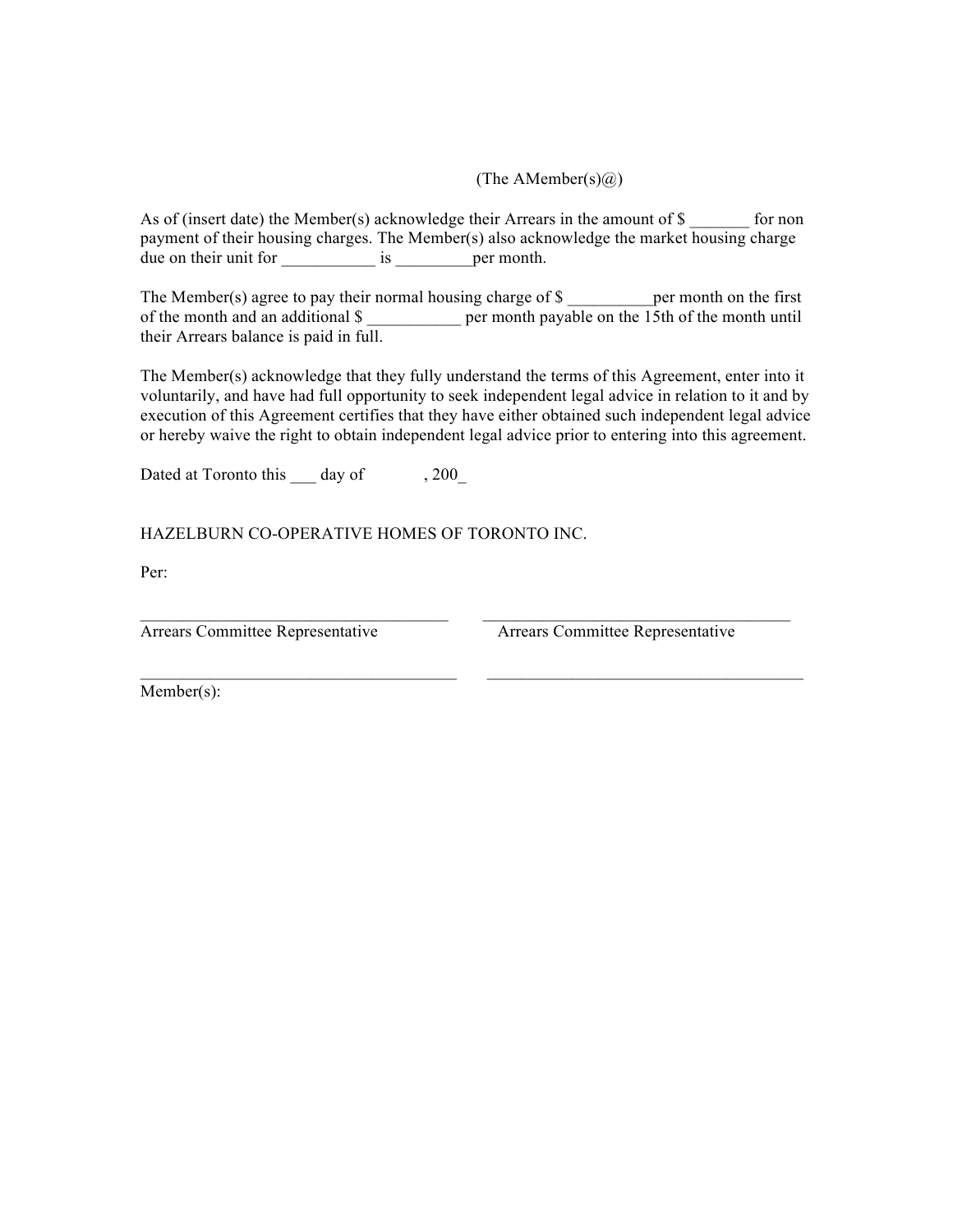(The AMember(s)@)

As of (insert date) the Member(s) acknowledge their Arrears in the amount of $ _______ for non payment of their housing charges. The Member(s) also acknowledge the market housing charge due on their unit for ___________ is _________per month.

The Member(s) agree to pay their normal housing charge of $ __________per month on the first of the month and an additional $ ___________ per month payable on the 15th of the month until their Arrears balance is paid in full.

The Member(s) acknowledge that they fully understand the terms of this Agreement, enter into it voluntarily, and have had full opportunity to seek independent legal advice in relation to it and by execution of this Agreement certifies that they have either obtained such independent legal advice or hereby waive the right to obtain independent legal advice prior to entering into this agreement.

Dated at Toronto this ___ day of , 200_

HAZELBURN CO-OPERATIVE HOMES OF TORONTO INC.

Per:

_____________________________________ _____________________________________
Arrears Committee Representative Arrears Committee Representative

_____________________________________ _____________________________________
Member(s):